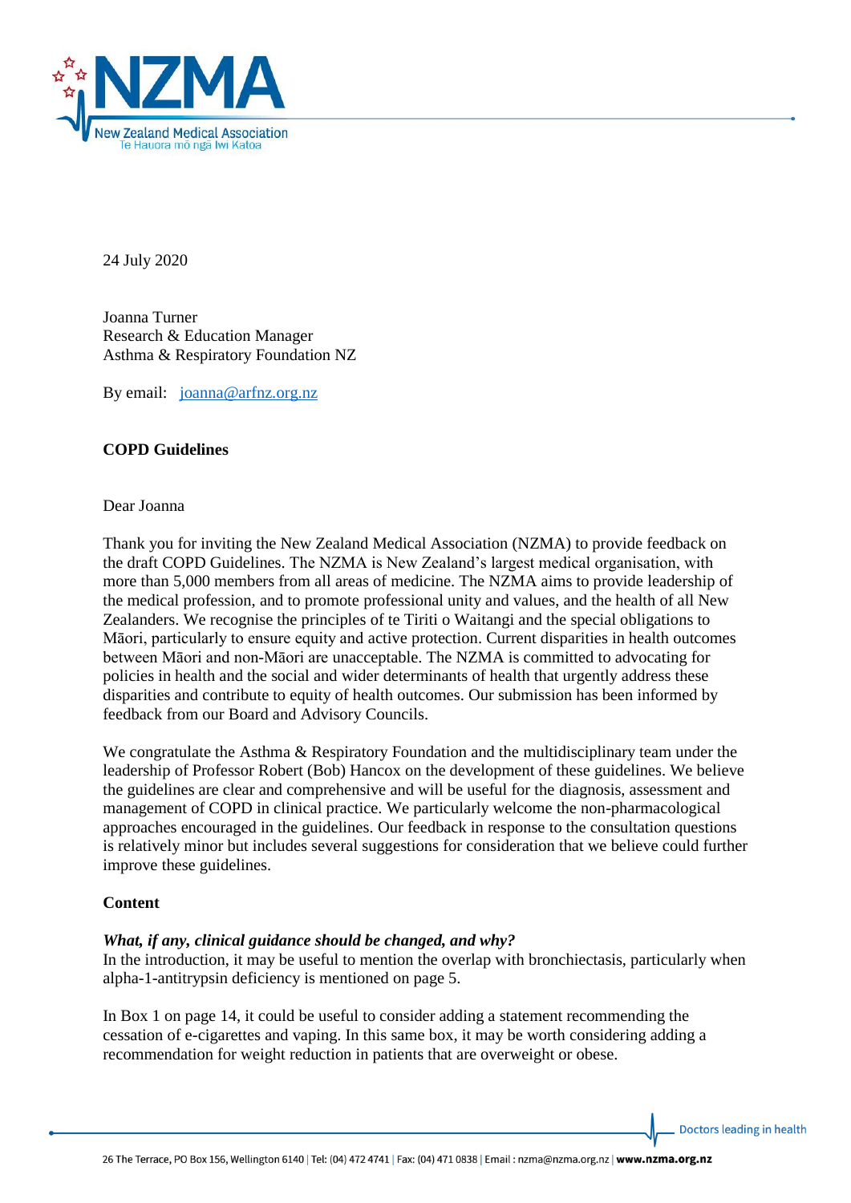24 July 2020

Joanna Turner
Research & Education Manager
Asthma & Respiratory Foundation NZ

By email: joanna@arfnz.org.nz

**COPD Guidelines**

Dear Joanna

Thank you for inviting the New Zealand Medical Association (NZMA) to provide feedback on the draft COPD Guidelines. The NZMA is New Zealand's largest medical organisation, with more than 5,000 members from all areas of medicine. The NZMA aims to provide leadership of the medical profession, and to promote professional unity and values, and the health of all New Zealanders. We recognise the principles of te Tiriti o Waitangi and the special obligations to Māori, particularly to ensure equity and active protection. Current disparities in health outcomes between Māori and non-Māori are unacceptable. The NZMA is committed to advocating for policies in health and the social and wider determinants of health that urgently address these disparities and contribute to equity of health outcomes. Our submission has been informed by feedback from our Board and Advisory Councils.

We congratulate the Asthma & Respiratory Foundation and the multidisciplinary team under the leadership of Professor Robert (Bob) Hancox on the development of these guidelines. We believe the guidelines are clear and comprehensive and will be useful for the diagnosis, assessment and management of COPD in clinical practice. We particularly welcome the non-pharmacological approaches encouraged in the guidelines. Our feedback in response to the consultation questions is relatively minor but includes several suggestions for consideration that we believe could further improve these guidelines.

**Content**

***What, if any, clinical guidance should be changed, and why?***

In the introduction, it may be useful to mention the overlap with bronchiectasis, particularly when alpha-1-antitrypsin deficiency is mentioned on page 5.

In Box 1 on page 14, it could be useful to consider adding a statement recommending the cessation of e-cigarettes and vaping. In this same box, it may be worth considering adding a recommendation for weight reduction in patients that are overweight or obese.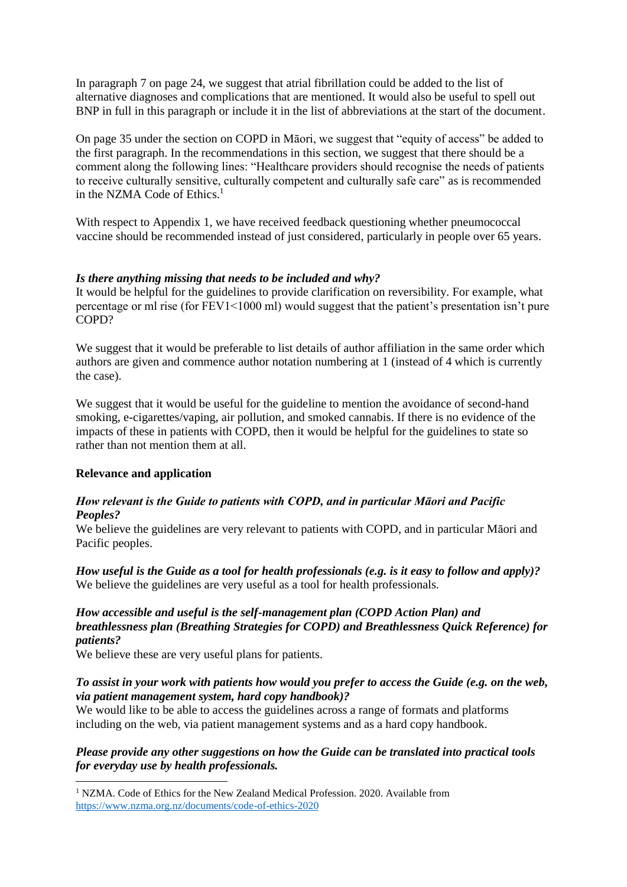In paragraph 7 on page 24, we suggest that atrial fibrillation could be added to the list of alternative diagnoses and complications that are mentioned. It would also be useful to spell out BNP in full in this paragraph or include it in the list of abbreviations at the start of the document.

On page 35 under the section on COPD in Māori, we suggest that "equity of access" be added to the first paragraph. In the recommendations in this section, we suggest that there should be a comment along the following lines: "Healthcare providers should recognise the needs of patients to receive culturally sensitive, culturally competent and culturally safe care" as is recommended in the NZMA Code of Ethics.[1]

With respect to Appendix 1, we have received feedback questioning whether pneumococcal vaccine should be recommended instead of just considered, particularly in people over 65 years.

***Is there anything missing that needs to be included and why?***

It would be helpful for the guidelines to provide clarification on reversibility. For example, what percentage or ml rise (for FEV1<1000 ml) would suggest that the patient's presentation isn't pure COPD?

We suggest that it would be preferable to list details of author affiliation in the same order which authors are given and commence author notation numbering at 1 (instead of 4 which is currently the case).

We suggest that it would be useful for the guideline to mention the avoidance of second-hand smoking, e-cigarettes/vaping, air pollution, and smoked cannabis. If there is no evidence of the impacts of these in patients with COPD, then it would be helpful for the guidelines to state so rather than not mention them at all.

**Relevance and application**

***How relevant is the Guide to patients with COPD, and in particular Māori and Pacific Peoples?***

We believe the guidelines are very relevant to patients with COPD, and in particular Māori and Pacific peoples.

***How useful is the Guide as a tool for health professionals (e.g. is it easy to follow and apply)?***

We believe the guidelines are very useful as a tool for health professionals.

***How accessible and useful is the self-management plan (COPD Action Plan) and breathlessness plan (Breathing Strategies for COPD) and Breathlessness Quick Reference) for patients?***

We believe these are very useful plans for patients.

***To assist in your work with patients how would you prefer to access the Guide (e.g. on the web, via patient management system, hard copy handbook)?***

We would like to be able to access the guidelines across a range of formats and platforms including on the web, via patient management systems and as a hard copy handbook.

***Please provide any other suggestions on how the Guide can be translated into practical tools for everyday use by health professionals.***

---

[1] NZMA. Code of Ethics for the New Zealand Medical Profession. 2020. Available from https://www.nzma.org.nz/documents/code-of-ethics-2020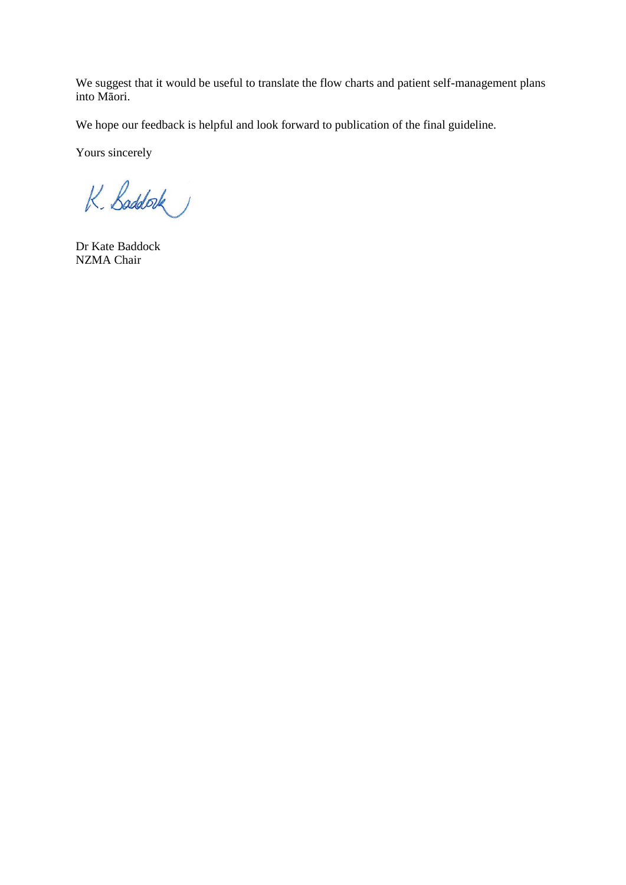We suggest that it would be useful to translate the flow charts and patient self-management plans into Māori.

We hope our feedback is helpful and look forward to publication of the final guideline.

Yours sincerely

K. Baddock

Dr Kate Baddock
NZMA Chair